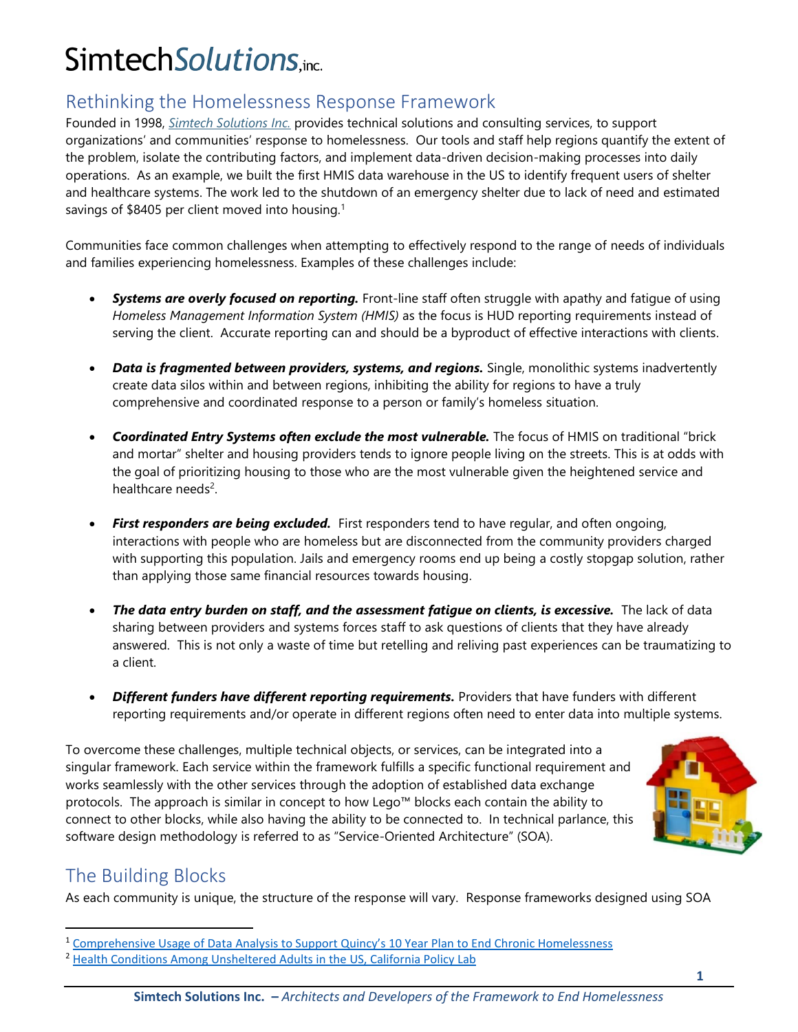# SimtechSolutions,inc.

## Rethinking the Homelessness Response Framework

Founded in 1998, *Simtech Solutions Inc.* provides technical solutions and consulting services, to support organizations' and communities' response to homelessness. Our tools and staff help regions quantify the extent of the problem, isolate the contributing factors, and implement data-driven decision-making processes into daily operations. As an example, we built the first HMIS data warehouse in the US to identify frequent users of shelter and healthcare systems. The work led to the shutdown of an emergency shelter due to lack of need and estimated savings of $8405 per client moved into housing.[1]

Communities face common challenges when attempting to effectively respond to the range of needs of individuals and families experiencing homelessness. Examples of these challenges include:

- ***Systems are overly focused on reporting.*** Front-line staff often struggle with apathy and fatigue of using *Homeless Management Information System (HMIS)* as the focus is HUD reporting requirements instead of serving the client. Accurate reporting can and should be a byproduct of effective interactions with clients.
- ***Data is fragmented between providers, systems, and regions.*** Single, monolithic systems inadvertently create data silos within and between regions, inhibiting the ability for regions to have a truly comprehensive and coordinated response to a person or family's homeless situation.
- ***Coordinated Entry Systems often exclude the most vulnerable.*** The focus of HMIS on traditional "brick and mortar" shelter and housing providers tends to ignore people living on the streets. This is at odds with the goal of prioritizing housing to those who are the most vulnerable given the heightened service and healthcare needs[2].
- ***First responders are being excluded.*** First responders tend to have regular, and often ongoing, interactions with people who are homeless but are disconnected from the community providers charged with supporting this population. Jails and emergency rooms end up being a costly stopgap solution, rather than applying those same financial resources towards housing.
- ***The data entry burden on staff, and the assessment fatigue on clients, is excessive.*** The lack of data sharing between providers and systems forces staff to ask questions of clients that they have already answered. This is not only a waste of time but retelling and reliving past experiences can be traumatizing to a client.
- ***Different funders have different reporting requirements.*** Providers that have funders with different reporting requirements and/or operate in different regions often need to enter data into multiple systems.

To overcome these challenges, multiple technical objects, or services, can be integrated into a singular framework. Each service within the framework fulfills a specific functional requirement and works seamlessly with the other services through the adoption of established data exchange protocols. The approach is similar in concept to how Lego™ blocks each contain the ability to connect to other blocks, while also having the ability to be connected to. In technical parlance, this software design methodology is referred to as "Service-Oriented Architecture" (SOA).

## The Building Blocks

As each community is unique, the structure of the response will vary. Response frameworks designed using SOA

---

[1] Comprehensive Usage of Data Analysis to Support Quincy's 10 Year Plan to End Chronic Homelessness

[2] Health Conditions Among Unsheltered Adults in the US, California Policy Lab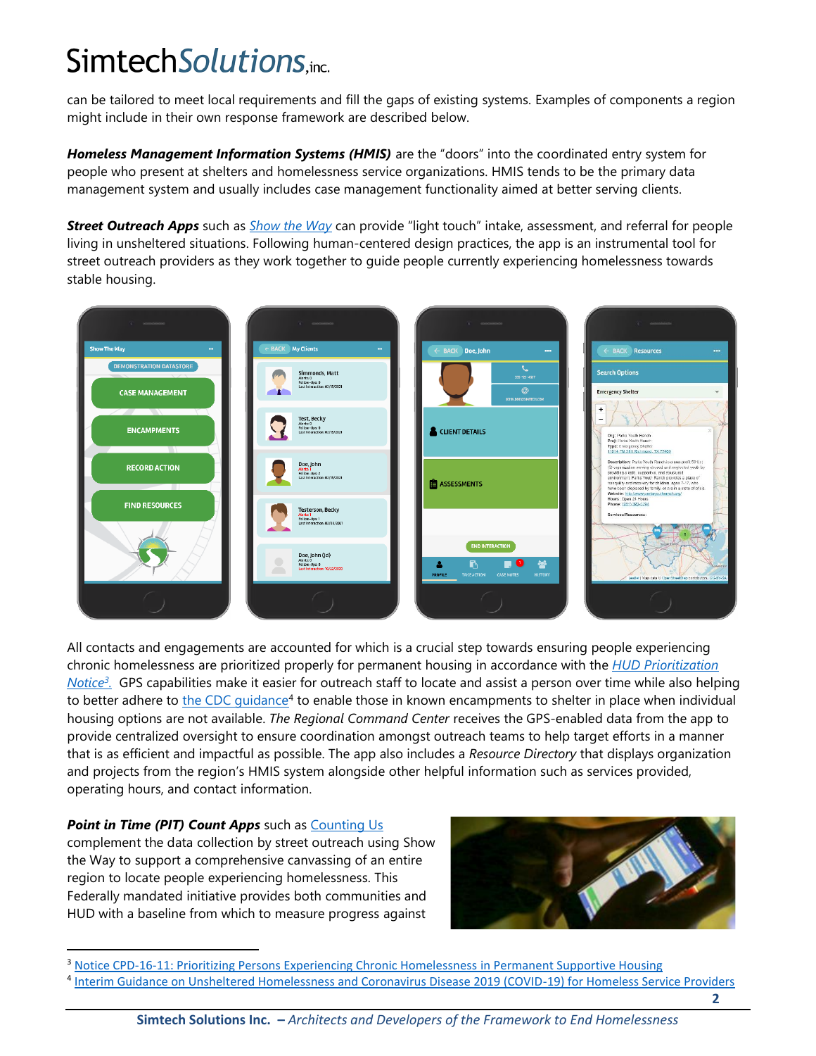can be tailored to meet local requirements and fill the gaps of existing systems. Examples of components a region might include in their own response framework are described below.

***Homeless Management Information Systems (HMIS)*** are the "doors" into the coordinated entry system for people who present at shelters and homelessness service organizations. HMIS tends to be the primary data management system and usually includes case management functionality aimed at better serving clients.

***Street Outreach Apps*** such as *Show the Way* can provide "light touch" intake, assessment, and referral for people living in unsheltered situations. Following human-centered design practices, the app is an instrumental tool for street outreach providers as they work together to guide people currently experiencing homelessness towards stable housing.

All contacts and engagements are accounted for which is a crucial step towards ensuring people experiencing chronic homelessness are prioritized properly for permanent housing in accordance with the *HUD Prioritization Notice*[3]. GPS capabilities make it easier for outreach staff to locate and assist a person over time while also helping to better adhere to the CDC guidance[4] to enable those in known encampments to shelter in place when individual housing options are not available. *The Regional Command Center* receives the GPS-enabled data from the app to provide centralized oversight to ensure coordination amongst outreach teams to help target efforts in a manner that is as efficient and impactful as possible. The app also includes a *Resource Directory* that displays organization and projects from the region's HMIS system alongside other helpful information such as services provided, operating hours, and contact information.

***Point in Time (PIT) Count Apps*** such as Counting Us complement the data collection by street outreach using Show the Way to support a comprehensive canvassing of an entire region to locate people experiencing homelessness. This Federally mandated initiative provides both communities and HUD with a baseline from which to measure progress against

[3] Notice CPD-16-11: Prioritizing Persons Experiencing Chronic Homelessness in Permanent Supportive Housing

[4] Interim Guidance on Unsheltered Homelessness and Coronavirus Disease 2019 (COVID-19) for Homeless Service Providers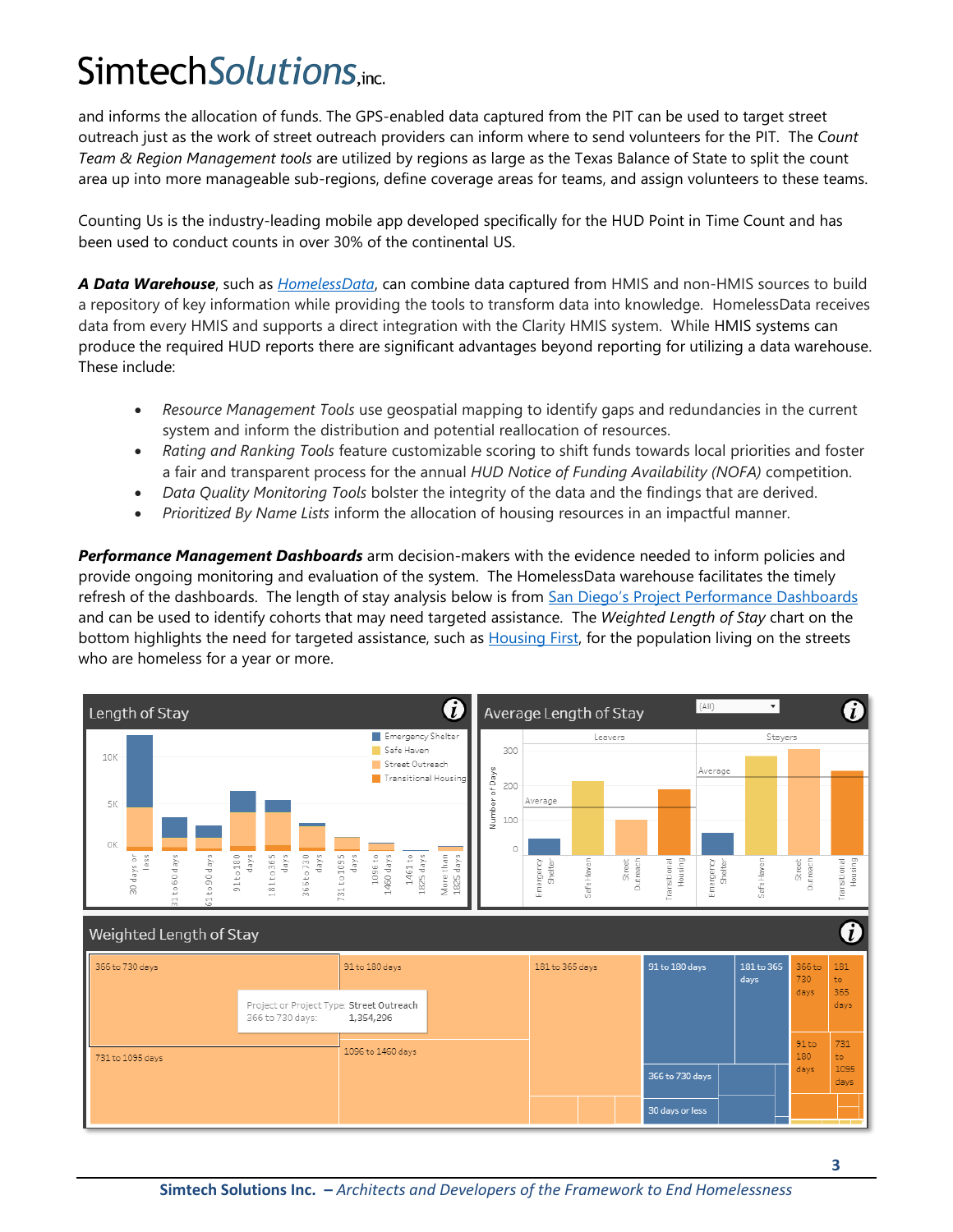and informs the allocation of funds. The GPS-enabled data captured from the PIT can be used to target street outreach just as the work of street outreach providers can inform where to send volunteers for the PIT. The *Count Team & Region Management tools* are utilized by regions as large as the Texas Balance of State to split the count area up into more manageable sub-regions, define coverage areas for teams, and assign volunteers to these teams.

Counting Us is the industry-leading mobile app developed specifically for the HUD Point in Time Count and has been used to conduct counts in over 30% of the continental US.

***A Data Warehouse***, such as [HomelessData](), can combine data captured from HMIS and non-HMIS sources to build a repository of key information while providing the tools to transform data into knowledge. HomelessData receives data from every HMIS and supports a direct integration with the Clarity HMIS system. While HMIS systems can produce the required HUD reports there are significant advantages beyond reporting for utilizing a data warehouse. These include:

- *Resource Management Tools* use geospatial mapping to identify gaps and redundancies in the current system and inform the distribution and potential reallocation of resources.
- *Rating and Ranking Tools* feature customizable scoring to shift funds towards local priorities and foster a fair and transparent process for the annual *HUD Notice of Funding Availability (NOFA)* competition.
- *Data Quality Monitoring Tools* bolster the integrity of the data and the findings that are derived.
- *Prioritized By Name Lists* inform the allocation of housing resources in an impactful manner.

***Performance Management Dashboards*** arm decision-makers with the evidence needed to inform policies and provide ongoing monitoring and evaluation of the system. The HomelessData warehouse facilitates the timely refresh of the dashboards. The length of stay analysis below is from [San Diego's Project Performance Dashboards]() and can be used to identify cohorts that may need targeted assistance. The *Weighted Length of Stay* chart on the bottom highlights the need for targeted assistance, such as [Housing First](), for the population living on the streets who are homeless for a year or more.

Length of Stay

Emergency Shelter
Safe Haven
Street Outreach
Transitional Housing

10K
5K
0K

30 days or less
31 to 60 days
61 to 90 days
91 to 180 days
181 to 365 days
365 to 730 days
731 to 1095 days
1096 to 1460 days
1461 to 1825 days
More than 1825 days

Average Length of Stay

(All)

Leavers
Stayers

Number of Days
300
200
100
0

Average

Emergency Shelter
Safe Haven
Street Outreach
Transitional Housing

Weighted Length of Stay

365 to 730 days
91 to 180 days
181 to 365 days
731 to 1095 days
1096 to 1460 days
366 to 730 days
30 days or less
181 to 365 days
91 to 180 days
731 to 1095 days

Project or Project Type: Street Outreach
366 to 730 days: 1,354,296